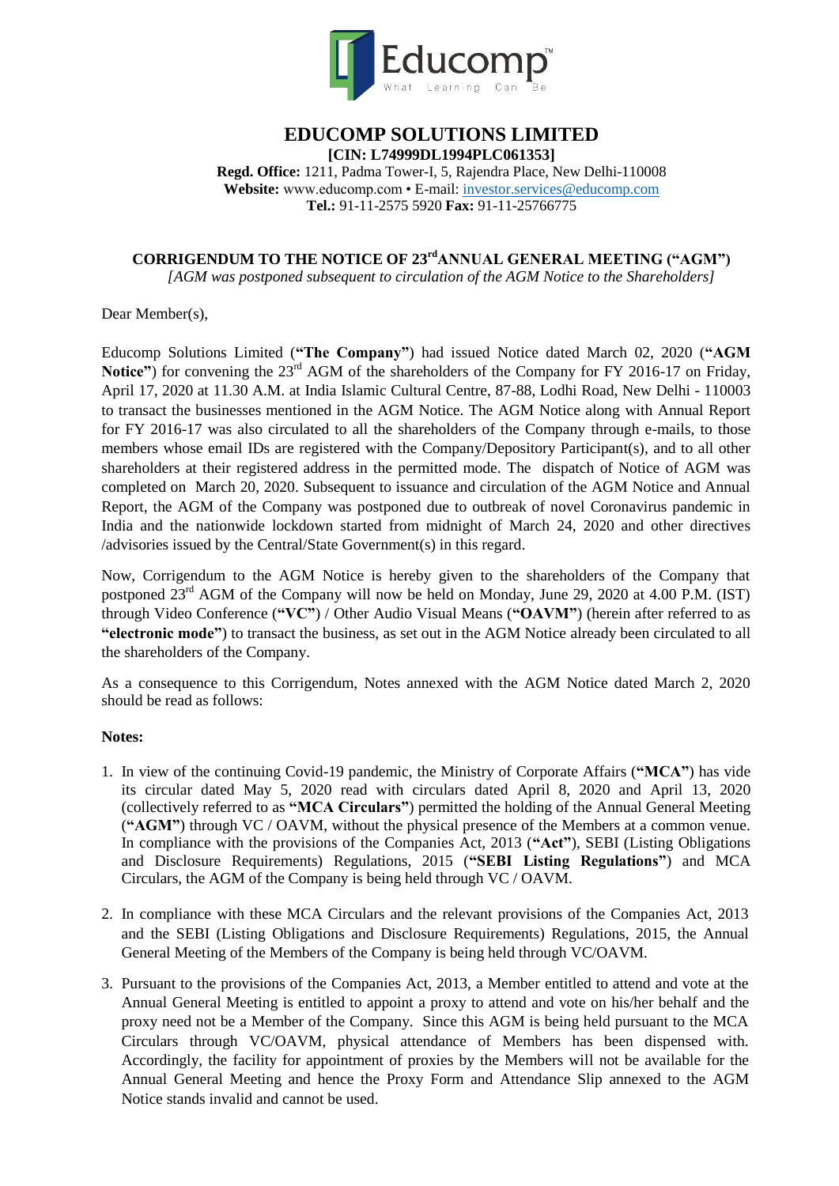# EDUCOMP SOLUTIONS LIMITED

**[CIN: L74999DL1994PLC061353]**

**Regd. Office:** 1211, Padma Tower-I, 5, Rajendra Place, New Delhi-110008
**Website:** www.educomp.com • E-mail: investor.services@educomp.com
**Tel.:** 91-11-2575 5920 **Fax:** 91-11-25766775

## CORRIGENDUM TO THE NOTICE OF 23rd ANNUAL GENERAL MEETING ("AGM")

*[AGM was postponed subsequent to circulation of the AGM Notice to the Shareholders]*

Dear Member(s),

Educomp Solutions Limited (**"The Company"**) had issued Notice dated March 02, 2020 (**"AGM Notice"**) for convening the 23rd AGM of the shareholders of the Company for FY 2016-17 on Friday, April 17, 2020 at 11.30 A.M. at India Islamic Cultural Centre, 87-88, Lodhi Road, New Delhi - 110003 to transact the businesses mentioned in the AGM Notice. The AGM Notice along with Annual Report for FY 2016-17 was also circulated to all the shareholders of the Company through e-mails, to those members whose email IDs are registered with the Company/Depository Participant(s), and to all other shareholders at their registered address in the permitted mode. The dispatch of Notice of AGM was completed on March 20, 2020. Subsequent to issuance and circulation of the AGM Notice and Annual Report, the AGM of the Company was postponed due to outbreak of novel Coronavirus pandemic in India and the nationwide lockdown started from midnight of March 24, 2020 and other directives /advisories issued by the Central/State Government(s) in this regard.

Now, Corrigendum to the AGM Notice is hereby given to the shareholders of the Company that postponed 23rd AGM of the Company will now be held on Monday, June 29, 2020 at 4.00 P.M. (IST) through Video Conference (**"VC"**) / Other Audio Visual Means (**"OAVM"**) (herein after referred to as **"electronic mode"**) to transact the business, as set out in the AGM Notice already been circulated to all the shareholders of the Company.

As a consequence to this Corrigendum, Notes annexed with the AGM Notice dated March 2, 2020 should be read as follows:

**Notes:**

1. In view of the continuing Covid-19 pandemic, the Ministry of Corporate Affairs (**"MCA"**) has vide its circular dated May 5, 2020 read with circulars dated April 8, 2020 and April 13, 2020 (collectively referred to as **"MCA Circulars"**) permitted the holding of the Annual General Meeting (**"AGM"**) through VC / OAVM, without the physical presence of the Members at a common venue. In compliance with the provisions of the Companies Act, 2013 (**"Act"**), SEBI (Listing Obligations and Disclosure Requirements) Regulations, 2015 (**"SEBI Listing Regulations"**) and MCA Circulars, the AGM of the Company is being held through VC / OAVM.

2. In compliance with these MCA Circulars and the relevant provisions of the Companies Act, 2013 and the SEBI (Listing Obligations and Disclosure Requirements) Regulations, 2015, the Annual General Meeting of the Members of the Company is being held through VC/OAVM.

3. Pursuant to the provisions of the Companies Act, 2013, a Member entitled to attend and vote at the Annual General Meeting is entitled to appoint a proxy to attend and vote on his/her behalf and the proxy need not be a Member of the Company. Since this AGM is being held pursuant to the MCA Circulars through VC/OAVM, physical attendance of Members has been dispensed with. Accordingly, the facility for appointment of proxies by the Members will not be available for the Annual General Meeting and hence the Proxy Form and Attendance Slip annexed to the AGM Notice stands invalid and cannot be used.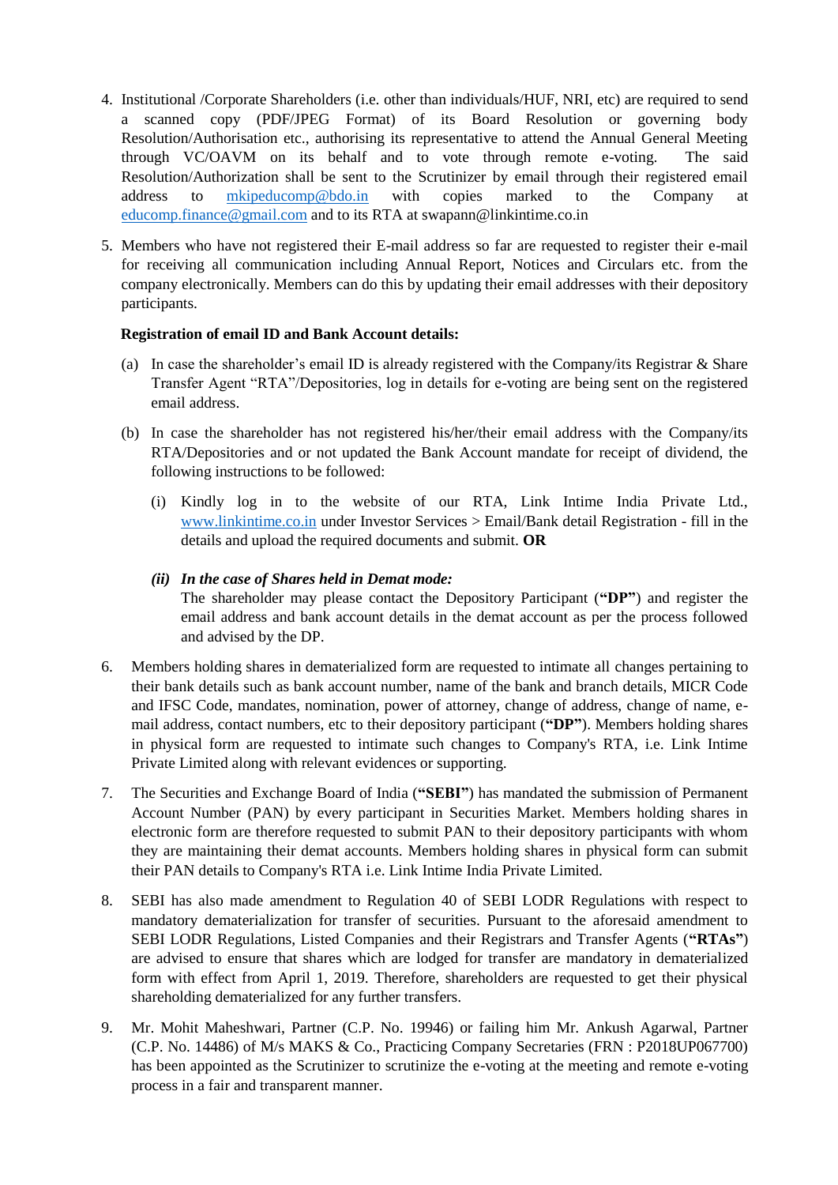4. Institutional /Corporate Shareholders (i.e. other than individuals/HUF, NRI, etc) are required to send a scanned copy (PDF/JPEG Format) of its Board Resolution or governing body Resolution/Authorisation etc., authorising its representative to attend the Annual General Meeting through VC/OAVM on its behalf and to vote through remote e-voting. The said Resolution/Authorization shall be sent to the Scrutinizer by email through their registered email address to mkipeducomp@bdo.in with copies marked to the Company at educomp.finance@gmail.com and to its RTA at swapann@linkintime.co.in

5. Members who have not registered their E-mail address so far are requested to register their e-mail for receiving all communication including Annual Report, Notices and Circulars etc. from the company electronically. Members can do this by updating their email addresses with their depository participants.

   **Registration of email ID and Bank Account details:**

   (a) In case the shareholder's email ID is already registered with the Company/its Registrar & Share Transfer Agent "RTA"/Depositories, log in details for e-voting are being sent on the registered email address.

   (b) In case the shareholder has not registered his/her/their email address with the Company/its RTA/Depositories and or not updated the Bank Account mandate for receipt of dividend, the following instructions to be followed:

      (i) Kindly log in to the website of our RTA, Link Intime India Private Ltd., www.linkintime.co.in under Investor Services > Email/Bank detail Registration - fill in the details and upload the required documents and submit. **OR**

      ***(ii) In the case of Shares held in Demat mode:***
      The shareholder may please contact the Depository Participant (**"DP"**) and register the email address and bank account details in the demat account as per the process followed and advised by the DP.

6. Members holding shares in dematerialized form are requested to intimate all changes pertaining to their bank details such as bank account number, name of the bank and branch details, MICR Code and IFSC Code, mandates, nomination, power of attorney, change of address, change of name, e-mail address, contact numbers, etc to their depository participant (**"DP"**). Members holding shares in physical form are requested to intimate such changes to Company's RTA, i.e. Link Intime Private Limited along with relevant evidences or supporting.

7. The Securities and Exchange Board of India (**"SEBI"**) has mandated the submission of Permanent Account Number (PAN) by every participant in Securities Market. Members holding shares in electronic form are therefore requested to submit PAN to their depository participants with whom they are maintaining their demat accounts. Members holding shares in physical form can submit their PAN details to Company's RTA i.e. Link Intime India Private Limited.

8. SEBI has also made amendment to Regulation 40 of SEBI LODR Regulations with respect to mandatory dematerialization for transfer of securities. Pursuant to the aforesaid amendment to SEBI LODR Regulations, Listed Companies and their Registrars and Transfer Agents (**"RTAs"**) are advised to ensure that shares which are lodged for transfer are mandatory in dematerialized form with effect from April 1, 2019. Therefore, shareholders are requested to get their physical shareholding dematerialized for any further transfers.

9. Mr. Mohit Maheshwari, Partner (C.P. No. 19946) or failing him Mr. Ankush Agarwal, Partner (C.P. No. 14486) of M/s MAKS & Co., Practicing Company Secretaries (FRN : P2018UP067700) has been appointed as the Scrutinizer to scrutinize the e-voting at the meeting and remote e-voting process in a fair and transparent manner.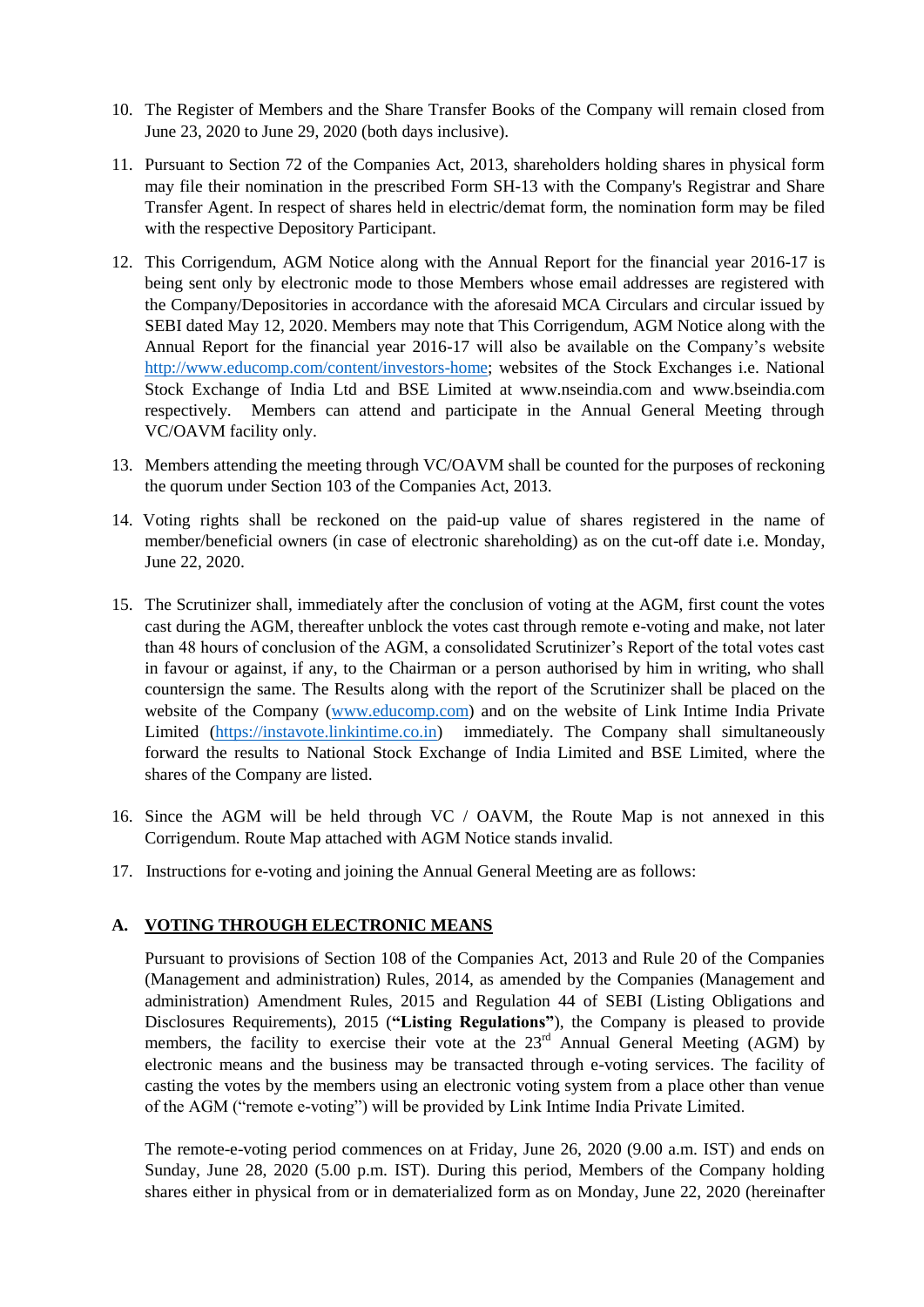10. The Register of Members and the Share Transfer Books of the Company will remain closed from June 23, 2020 to June 29, 2020 (both days inclusive).

11. Pursuant to Section 72 of the Companies Act, 2013, shareholders holding shares in physical form may file their nomination in the prescribed Form SH-13 with the Company's Registrar and Share Transfer Agent. In respect of shares held in electric/demat form, the nomination form may be filed with the respective Depository Participant.

12. This Corrigendum, AGM Notice along with the Annual Report for the financial year 2016-17 is being sent only by electronic mode to those Members whose email addresses are registered with the Company/Depositories in accordance with the aforesaid MCA Circulars and circular issued by SEBI dated May 12, 2020. Members may note that This Corrigendum, AGM Notice along with the Annual Report for the financial year 2016-17 will also be available on the Company's website http://www.educomp.com/content/investors-home; websites of the Stock Exchanges i.e. National Stock Exchange of India Ltd and BSE Limited at www.nseindia.com and www.bseindia.com respectively. Members can attend and participate in the Annual General Meeting through VC/OAVM facility only.

13. Members attending the meeting through VC/OAVM shall be counted for the purposes of reckoning the quorum under Section 103 of the Companies Act, 2013.

14. Voting rights shall be reckoned on the paid-up value of shares registered in the name of member/beneficial owners (in case of electronic shareholding) as on the cut-off date i.e. Monday, June 22, 2020.

15. The Scrutinizer shall, immediately after the conclusion of voting at the AGM, first count the votes cast during the AGM, thereafter unblock the votes cast through remote e-voting and make, not later than 48 hours of conclusion of the AGM, a consolidated Scrutinizer's Report of the total votes cast in favour or against, if any, to the Chairman or a person authorised by him in writing, who shall countersign the same. The Results along with the report of the Scrutinizer shall be placed on the website of the Company (www.educomp.com) and on the website of Link Intime India Private Limited (https://instavote.linkintime.co.in) immediately. The Company shall simultaneously forward the results to National Stock Exchange of India Limited and BSE Limited, where the shares of the Company are listed.

16. Since the AGM will be held through VC / OAVM, the Route Map is not annexed in this Corrigendum. Route Map attached with AGM Notice stands invalid.

17. Instructions for e-voting and joining the Annual General Meeting are as follows:

## A. VOTING THROUGH ELECTRONIC MEANS

Pursuant to provisions of Section 108 of the Companies Act, 2013 and Rule 20 of the Companies (Management and administration) Rules, 2014, as amended by the Companies (Management and administration) Amendment Rules, 2015 and Regulation 44 of SEBI (Listing Obligations and Disclosures Requirements), 2015 (**"Listing Regulations"**), the Company is pleased to provide members, the facility to exercise their vote at the 23rd Annual General Meeting (AGM) by electronic means and the business may be transacted through e-voting services. The facility of casting the votes by the members using an electronic voting system from a place other than venue of the AGM ("remote e-voting") will be provided by Link Intime India Private Limited.

The remote-e-voting period commences on at Friday, June 26, 2020 (9.00 a.m. IST) and ends on Sunday, June 28, 2020 (5.00 p.m. IST). During this period, Members of the Company holding shares either in physical from or in dematerialized form as on Monday, June 22, 2020 (hereinafter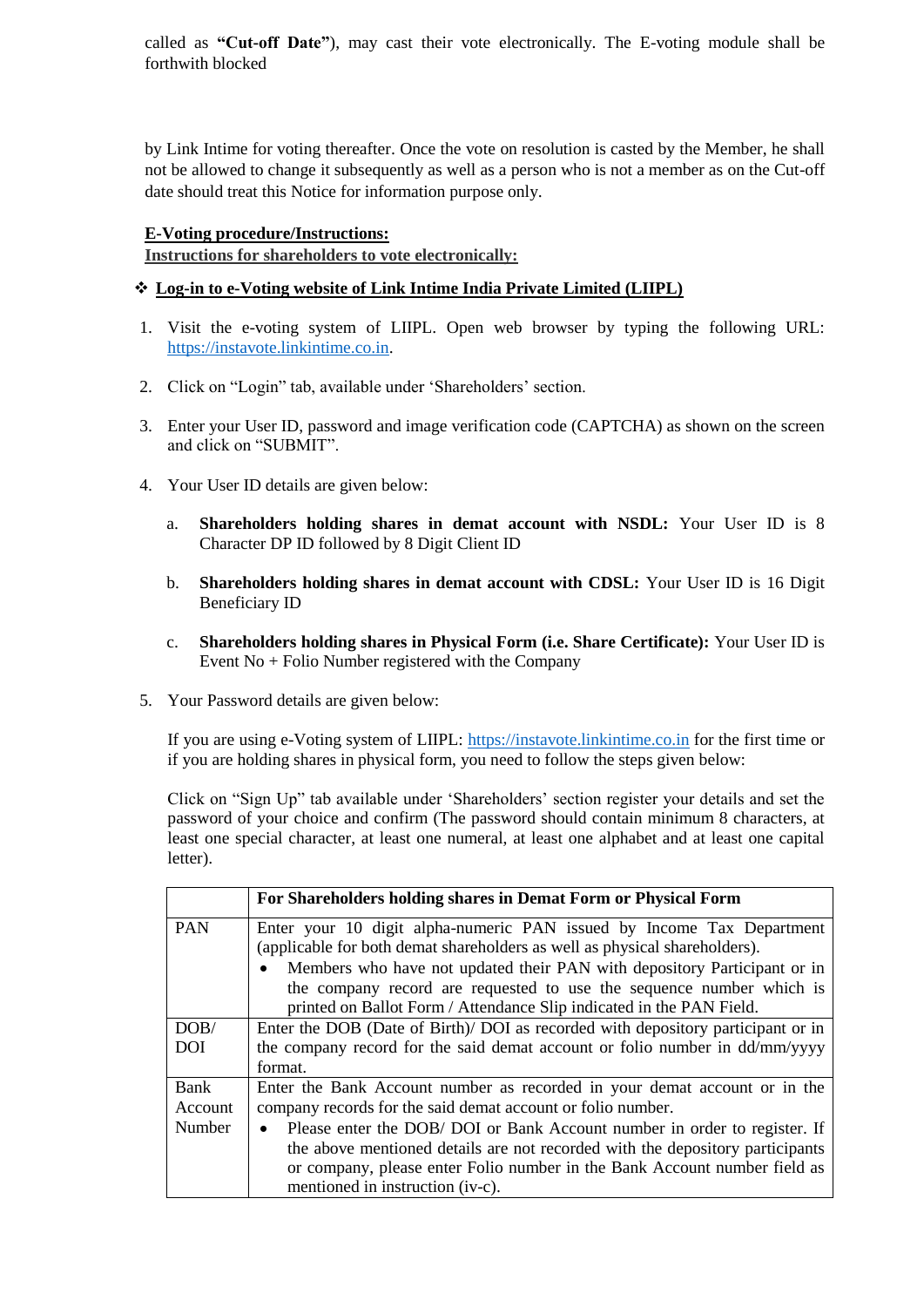called as **"Cut-off Date"**), may cast their vote electronically. The E-voting module shall be forthwith blocked

by Link Intime for voting thereafter. Once the vote on resolution is casted by the Member, he shall not be allowed to change it subsequently as well as a person who is not a member as on the Cut-off date should treat this Notice for information purpose only.

**E-Voting procedure/Instructions:**
**Instructions for shareholders to vote electronically:**

❖ **Log-in to e-Voting website of Link Intime India Private Limited (LIIPL)**

1. Visit the e-voting system of LIIPL. Open web browser by typing the following URL: https://instavote.linkintime.co.in.

2. Click on "Login" tab, available under 'Shareholders' section.

3. Enter your User ID, password and image verification code (CAPTCHA) as shown on the screen and click on "SUBMIT".

4. Your User ID details are given below:

   a. **Shareholders holding shares in demat account with NSDL:** Your User ID is 8 Character DP ID followed by 8 Digit Client ID

   b. **Shareholders holding shares in demat account with CDSL:** Your User ID is 16 Digit Beneficiary ID

   c. **Shareholders holding shares in Physical Form (i.e. Share Certificate):** Your User ID is Event No + Folio Number registered with the Company

5. Your Password details are given below:

   If you are using e-Voting system of LIIPL: https://instavote.linkintime.co.in for the first time or if you are holding shares in physical form, you need to follow the steps given below:

   Click on "Sign Up" tab available under 'Shareholders' section register your details and set the password of your choice and confirm (The password should contain minimum 8 characters, at least one special character, at least one numeral, at least one alphabet and at least one capital letter).

| | **For Shareholders holding shares in Demat Form or Physical Form** |
|---|---|
| PAN | Enter your 10 digit alpha-numeric PAN issued by Income Tax Department (applicable for both demat shareholders as well as physical shareholders).<br>• Members who have not updated their PAN with depository Participant or in the company record are requested to use the sequence number which is printed on Ballot Form / Attendance Slip indicated in the PAN Field. |
| DOB/ DOI | Enter the DOB (Date of Birth)/ DOI as recorded with depository participant or in the company record for the said demat account or folio number in dd/mm/yyyy format. |
| Bank Account Number | Enter the Bank Account number as recorded in your demat account or in the company records for the said demat account or folio number.<br>• Please enter the DOB/ DOI or Bank Account number in order to register. If the above mentioned details are not recorded with the depository participants or company, please enter Folio number in the Bank Account number field as mentioned in instruction (iv-c). |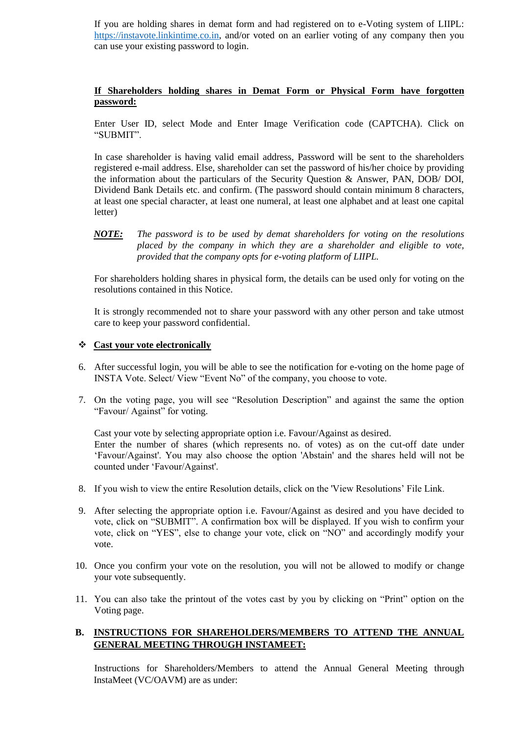If you are holding shares in demat form and had registered on to e-Voting system of LIIPL: https://instavote.linkintime.co.in, and/or voted on an earlier voting of any company then you can use your existing password to login.

**If Shareholders holding shares in Demat Form or Physical Form have forgotten password:**

Enter User ID, select Mode and Enter Image Verification code (CAPTCHA). Click on "SUBMIT".

In case shareholder is having valid email address, Password will be sent to the shareholders registered e-mail address. Else, shareholder can set the password of his/her choice by providing the information about the particulars of the Security Question & Answer, PAN, DOB/ DOI, Dividend Bank Details etc. and confirm. (The password should contain minimum 8 characters, at least one special character, at least one numeral, at least one alphabet and at least one capital letter)

***NOTE:*** *The password is to be used by demat shareholders for voting on the resolutions placed by the company in which they are a shareholder and eligible to vote, provided that the company opts for e-voting platform of LIIPL.*

For shareholders holding shares in physical form, the details can be used only for voting on the resolutions contained in this Notice.

It is strongly recommended not to share your password with any other person and take utmost care to keep your password confidential.

❖ **Cast your vote electronically**

6. After successful login, you will be able to see the notification for e-voting on the home page of INSTA Vote. Select/ View "Event No" of the company, you choose to vote.

7. On the voting page, you will see "Resolution Description" and against the same the option "Favour/ Against" for voting.

   Cast your vote by selecting appropriate option i.e. Favour/Against as desired.
   Enter the number of shares (which represents no. of votes) as on the cut-off date under 'Favour/Against'. You may also choose the option 'Abstain' and the shares held will not be counted under 'Favour/Against'.

8. If you wish to view the entire Resolution details, click on the 'View Resolutions' File Link.

9. After selecting the appropriate option i.e. Favour/Against as desired and you have decided to vote, click on "SUBMIT". A confirmation box will be displayed. If you wish to confirm your vote, click on "YES", else to change your vote, click on "NO" and accordingly modify your vote.

10. Once you confirm your vote on the resolution, you will not be allowed to modify or change your vote subsequently.

11. You can also take the printout of the votes cast by you by clicking on "Print" option on the Voting page.

**B. INSTRUCTIONS FOR SHAREHOLDERS/MEMBERS TO ATTEND THE ANNUAL GENERAL MEETING THROUGH INSTAMEET:**

Instructions for Shareholders/Members to attend the Annual General Meeting through InstaMeet (VC/OAVM) are as under: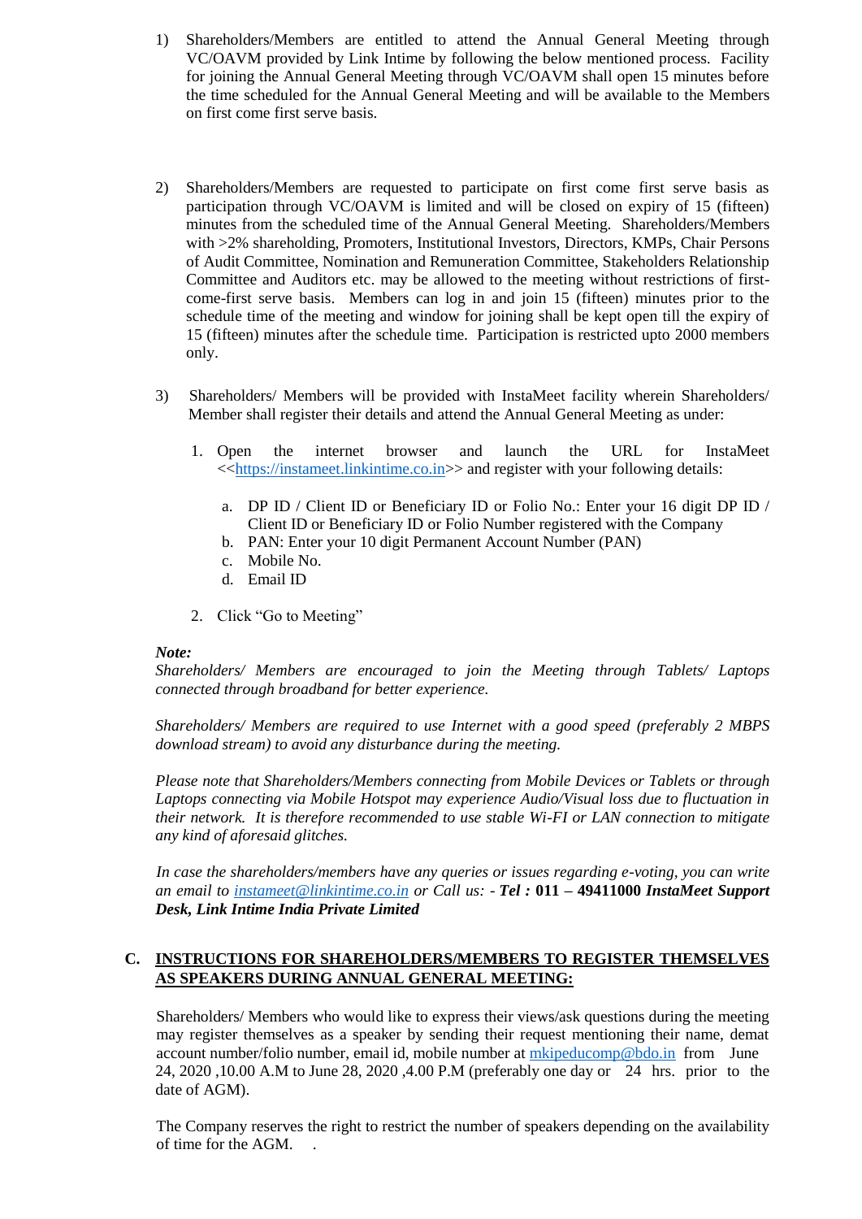1) Shareholders/Members are entitled to attend the Annual General Meeting through VC/OAVM provided by Link Intime by following the below mentioned process. Facility for joining the Annual General Meeting through VC/OAVM shall open 15 minutes before the time scheduled for the Annual General Meeting and will be available to the Members on first come first serve basis.

2) Shareholders/Members are requested to participate on first come first serve basis as participation through VC/OAVM is limited and will be closed on expiry of 15 (fifteen) minutes from the scheduled time of the Annual General Meeting. Shareholders/Members with >2% shareholding, Promoters, Institutional Investors, Directors, KMPs, Chair Persons of Audit Committee, Nomination and Remuneration Committee, Stakeholders Relationship Committee and Auditors etc. may be allowed to the meeting without restrictions of first-come-first serve basis. Members can log in and join 15 (fifteen) minutes prior to the schedule time of the meeting and window for joining shall be kept open till the expiry of 15 (fifteen) minutes after the schedule time. Participation is restricted upto 2000 members only.

3) Shareholders/ Members will be provided with InstaMeet facility wherein Shareholders/ Member shall register their details and attend the Annual General Meeting as under:

   1. Open the internet browser and launch the URL for InstaMeet <<https://instameet.linkintime.co.in>> and register with your following details:

      a. DP ID / Client ID or Beneficiary ID or Folio No.: Enter your 16 digit DP ID / Client ID or Beneficiary ID or Folio Number registered with the Company
      b. PAN: Enter your 10 digit Permanent Account Number (PAN)
      c. Mobile No.
      d. Email ID

   2. Click "Go to Meeting"

***Note:***
*Shareholders/ Members are encouraged to join the Meeting through Tablets/ Laptops connected through broadband for better experience.*

*Shareholders/ Members are required to use Internet with a good speed (preferably 2 MBPS download stream) to avoid any disturbance during the meeting.*

*Please note that Shareholders/Members connecting from Mobile Devices or Tablets or through Laptops connecting via Mobile Hotspot may experience Audio/Visual loss due to fluctuation in their network. It is therefore recommended to use stable Wi-FI or LAN connection to mitigate any kind of aforesaid glitches.*

*In case the shareholders/members have any queries or issues regarding e-voting, you can write an email to instameet@linkintime.co.in or Call us: -* ***Tel :*** **011 – 49411000** ***InstaMeet Support Desk, Link Intime India Private Limited***

## C. INSTRUCTIONS FOR SHAREHOLDERS/MEMBERS TO REGISTER THEMSELVES AS SPEAKERS DURING ANNUAL GENERAL MEETING:

Shareholders/ Members who would like to express their views/ask questions during the meeting may register themselves as a speaker by sending their request mentioning their name, demat account number/folio number, email id, mobile number at mkipeducomp@bdo.in from June 24, 2020 ,10.00 A.M to June 28, 2020 ,4.00 P.M (preferably one day or 24 hrs. prior to the date of AGM).

The Company reserves the right to restrict the number of speakers depending on the availability of time for the AGM. .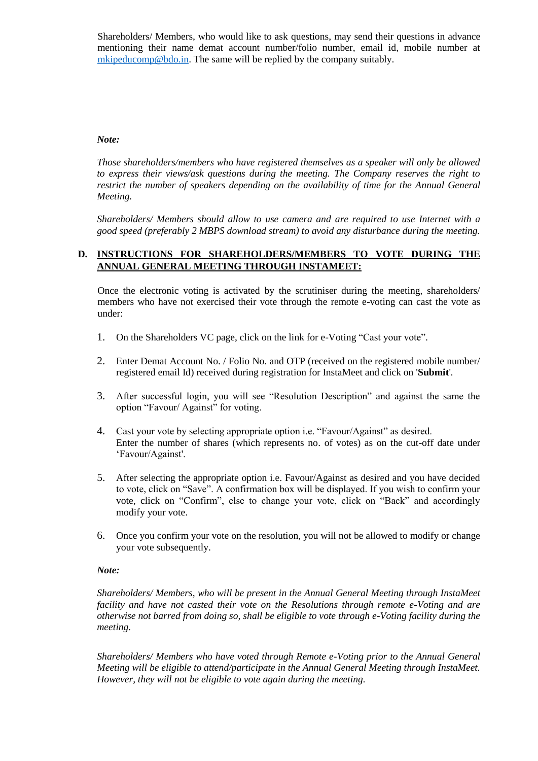Shareholders/ Members, who would like to ask questions, may send their questions in advance mentioning their name demat account number/folio number, email id, mobile number at mkipeducomp@bdo.in. The same will be replied by the company suitably.

***Note:***

*Those shareholders/members who have registered themselves as a speaker will only be allowed to express their views/ask questions during the meeting. The Company reserves the right to restrict the number of speakers depending on the availability of time for the Annual General Meeting.*

*Shareholders/ Members should allow to use camera and are required to use Internet with a good speed (preferably 2 MBPS download stream) to avoid any disturbance during the meeting.*

**D. INSTRUCTIONS FOR SHAREHOLDERS/MEMBERS TO VOTE DURING THE ANNUAL GENERAL MEETING THROUGH INSTAMEET:**

Once the electronic voting is activated by the scrutiniser during the meeting, shareholders/ members who have not exercised their vote through the remote e-voting can cast the vote as under:

1. On the Shareholders VC page, click on the link for e-Voting "Cast your vote".
2. Enter Demat Account No. / Folio No. and OTP (received on the registered mobile number/ registered email Id) received during registration for InstaMeet and click on '**Submit**'.
3. After successful login, you will see "Resolution Description" and against the same the option "Favour/ Against" for voting.
4. Cast your vote by selecting appropriate option i.e. "Favour/Against" as desired.
   Enter the number of shares (which represents no. of votes) as on the cut-off date under 'Favour/Against'.
5. After selecting the appropriate option i.e. Favour/Against as desired and you have decided to vote, click on "Save". A confirmation box will be displayed. If you wish to confirm your vote, click on "Confirm", else to change your vote, click on "Back" and accordingly modify your vote.
6. Once you confirm your vote on the resolution, you will not be allowed to modify or change your vote subsequently.

***Note:***

*Shareholders/ Members, who will be present in the Annual General Meeting through InstaMeet facility and have not casted their vote on the Resolutions through remote e-Voting and are otherwise not barred from doing so, shall be eligible to vote through e-Voting facility during the meeting.*

*Shareholders/ Members who have voted through Remote e-Voting prior to the Annual General Meeting will be eligible to attend/participate in the Annual General Meeting through InstaMeet. However, they will not be eligible to vote again during the meeting.*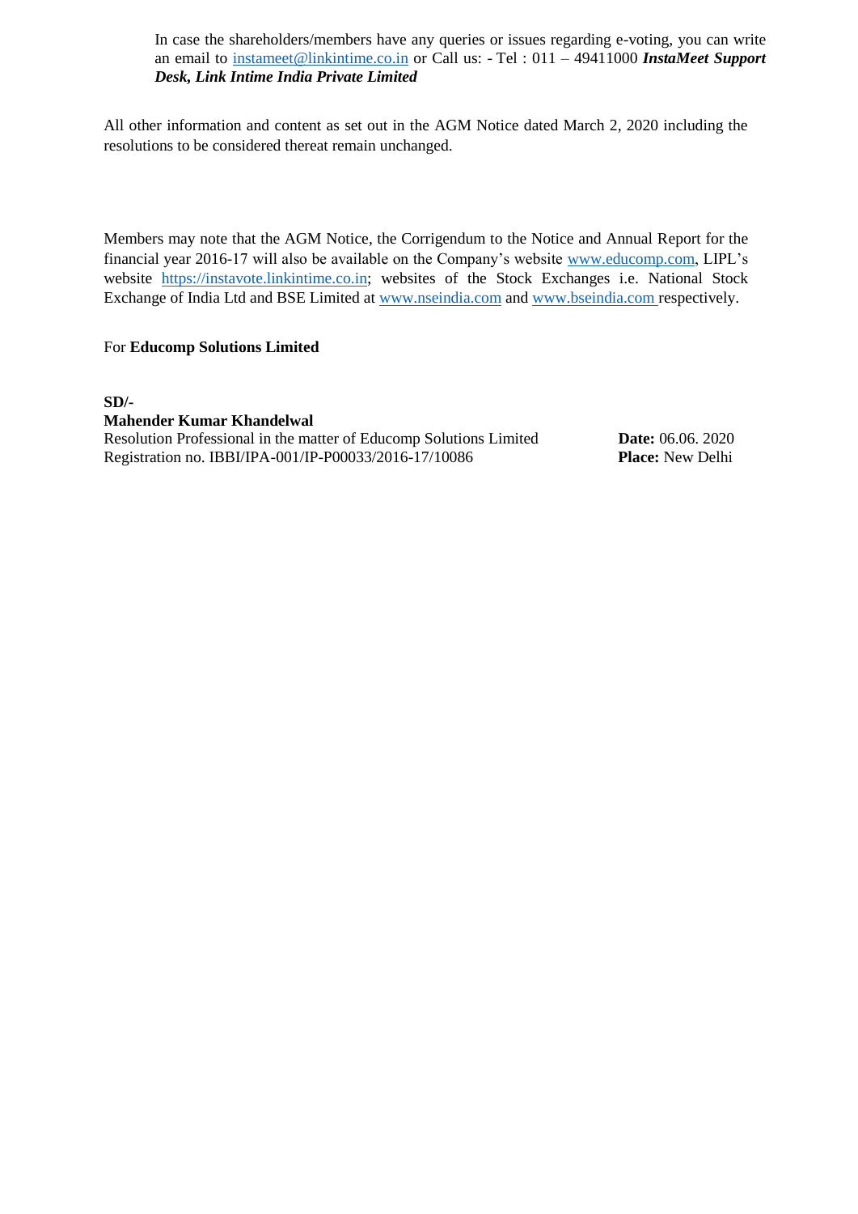In case the shareholders/members have any queries or issues regarding e-voting, you can write an email to instameet@linkintime.co.in or Call us: - Tel : 011 – 49411000 ***InstaMeet Support Desk, Link Intime India Private Limited***

All other information and content as set out in the AGM Notice dated March 2, 2020 including the resolutions to be considered thereat remain unchanged.

Members may note that the AGM Notice, the Corrigendum to the Notice and Annual Report for the financial year 2016-17 will also be available on the Company's website www.educomp.com, LIPL's website https://instavote.linkintime.co.in; websites of the Stock Exchanges i.e. National Stock Exchange of India Ltd and BSE Limited at www.nseindia.com and www.bseindia.com respectively.

For **Educomp Solutions Limited**

**SD/-**
**Mahender Kumar Khandelwal**
Resolution Professional in the matter of Educomp Solutions Limited
Registration no. IBBI/IPA-001/IP-P00033/2016-17/10086

**Date:** 06.06. 2020
**Place:** New Delhi